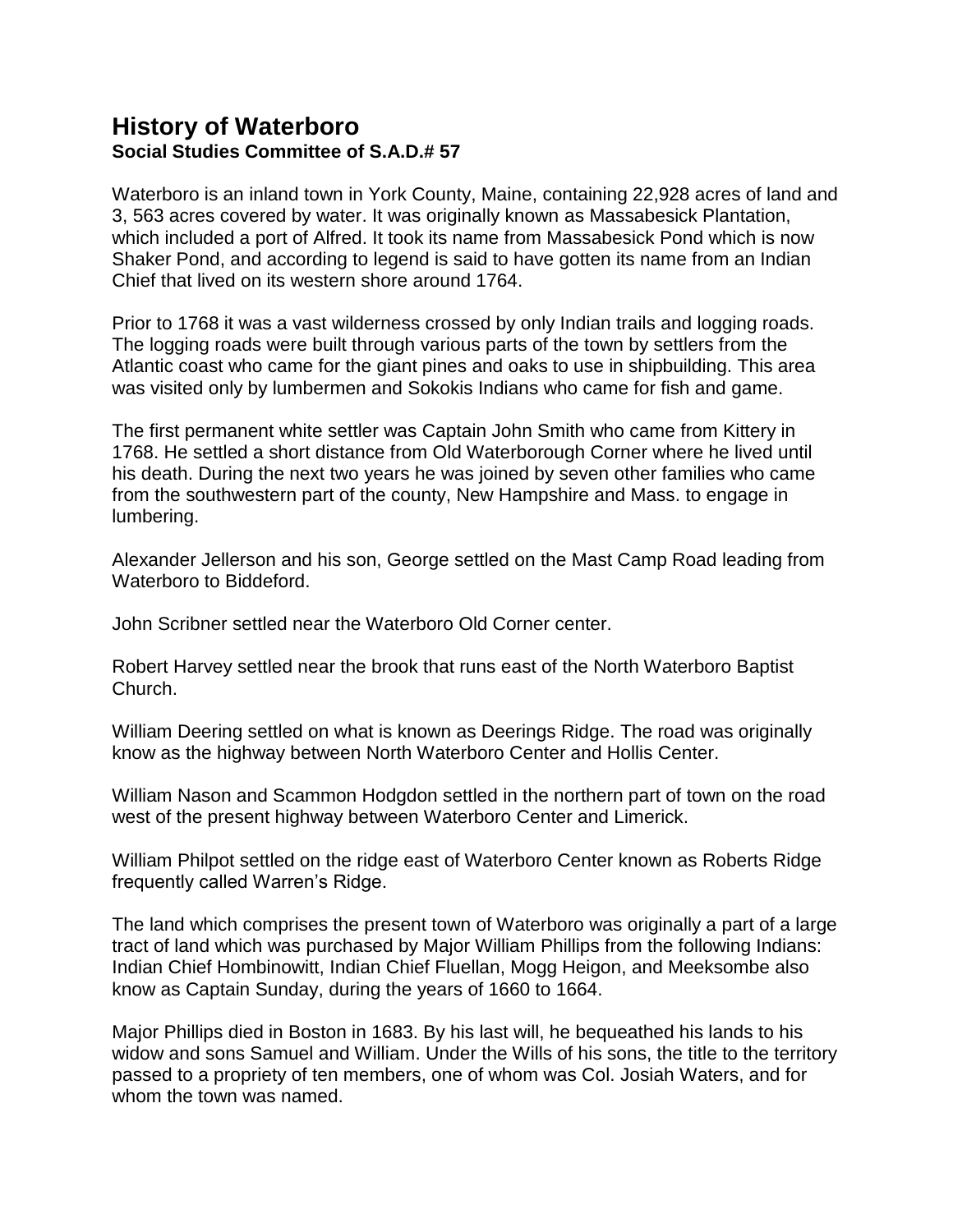# History of Waterboro

**Social Studies Committee of S.A.D.# 57**

Waterboro is an inland town in York County, Maine, containing 22,928 acres of land and 3, 563 acres covered by water. It was originally known as Massabesick Plantation, which included a port of Alfred. It took its name from Massabesick Pond which is now Shaker Pond, and according to legend is said to have gotten its name from an Indian Chief that lived on its western shore around 1764.

Prior to 1768 it was a vast wilderness crossed by only Indian trails and logging roads. The logging roads were built through various parts of the town by settlers from the Atlantic coast who came for the giant pines and oaks to use in shipbuilding. This area was visited only by lumbermen and Sokokis Indians who came for fish and game.

The first permanent white settler was Captain John Smith who came from Kittery in 1768. He settled a short distance from Old Waterborough Corner where he lived until his death. During the next two years he was joined by seven other families who came from the southwestern part of the county, New Hampshire and Mass. to engage in lumbering.

Alexander Jellerson and his son, George settled on the Mast Camp Road leading from Waterboro to Biddeford.

John Scribner settled near the Waterboro Old Corner center.

Robert Harvey settled near the brook that runs east of the North Waterboro Baptist Church.

William Deering settled on what is known as Deerings Ridge. The road was originally know as the highway between North Waterboro Center and Hollis Center.

William Nason and Scammon Hodgdon settled in the northern part of town on the road west of the present highway between Waterboro Center and Limerick.

William Philpot settled on the ridge east of Waterboro Center known as Roberts Ridge frequently called Warren's Ridge.

The land which comprises the present town of Waterboro was originally a part of a large tract of land which was purchased by Major William Phillips from the following Indians: Indian Chief Hombinowitt, Indian Chief Fluellan, Mogg Heigon, and Meeksombe also know as Captain Sunday, during the years of 1660 to 1664.

Major Phillips died in Boston in 1683. By his last will, he bequeathed his lands to his widow and sons Samuel and William. Under the Wills of his sons, the title to the territory passed to a propriety of ten members, one of whom was Col. Josiah Waters, and for whom the town was named.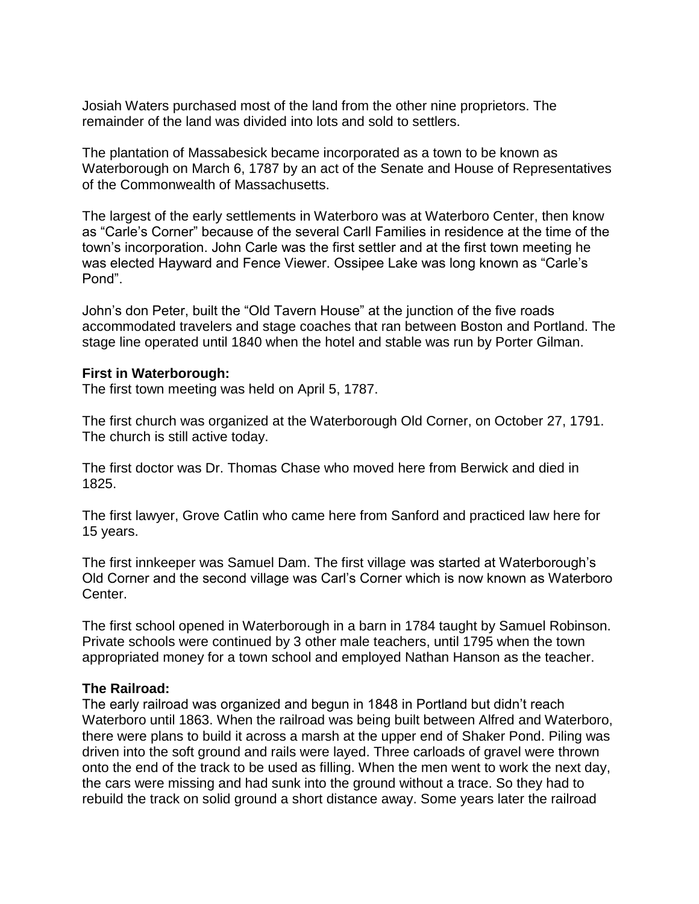Josiah Waters purchased most of the land from the other nine proprietors. The remainder of the land was divided into lots and sold to settlers.

The plantation of Massabesick became incorporated as a town to be known as Waterborough on March 6, 1787 by an act of the Senate and House of Representatives of the Commonwealth of Massachusetts.

The largest of the early settlements in Waterboro was at Waterboro Center, then know as "Carle's Corner" because of the several Carll Families in residence at the time of the town's incorporation. John Carle was the first settler and at the first town meeting he was elected Hayward and Fence Viewer. Ossipee Lake was long known as "Carle's Pond".

John's don Peter, built the "Old Tavern House" at the junction of the five roads accommodated travelers and stage coaches that ran between Boston and Portland. The stage line operated until 1840 when the hotel and stable was run by Porter Gilman.

**First in Waterborough:**

The first town meeting was held on April 5, 1787.

The first church was organized at the Waterborough Old Corner, on October 27, 1791. The church is still active today.

The first doctor was Dr. Thomas Chase who moved here from Berwick and died in 1825.

The first lawyer, Grove Catlin who came here from Sanford and practiced law here for 15 years.

The first innkeeper was Samuel Dam. The first village was started at Waterborough's Old Corner and the second village was Carl's Corner which is now known as Waterboro Center.

The first school opened in Waterborough in a barn in 1784 taught by Samuel Robinson. Private schools were continued by 3 other male teachers, until 1795 when the town appropriated money for a town school and employed Nathan Hanson as the teacher.

**The Railroad:**

The early railroad was organized and begun in 1848 in Portland but didn't reach Waterboro until 1863. When the railroad was being built between Alfred and Waterboro, there were plans to build it across a marsh at the upper end of Shaker Pond. Piling was driven into the soft ground and rails were layed. Three carloads of gravel were thrown onto the end of the track to be used as filling. When the men went to work the next day, the cars were missing and had sunk into the ground without a trace. So they had to rebuild the track on solid ground a short distance away. Some years later the railroad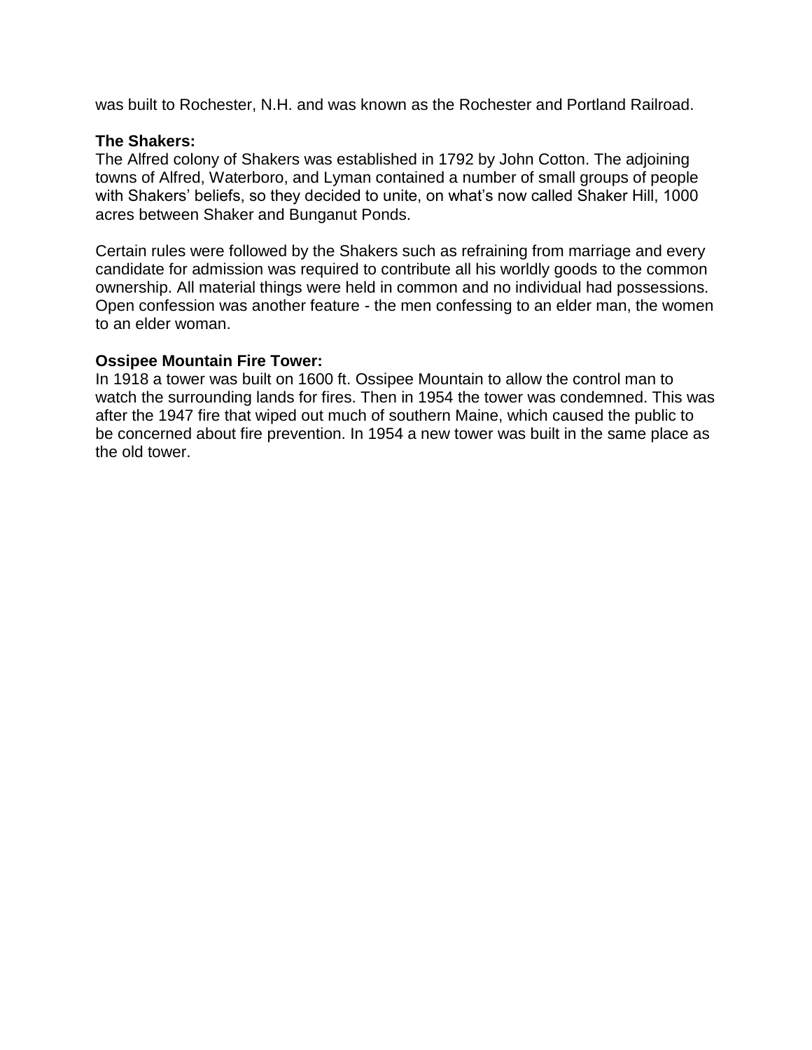was built to Rochester, N.H. and was known as the Rochester and Portland Railroad.

**The Shakers:**
The Alfred colony of Shakers was established in 1792 by John Cotton. The adjoining towns of Alfred, Waterboro, and Lyman contained a number of small groups of people with Shakers' beliefs, so they decided to unite, on what's now called Shaker Hill, 1000 acres between Shaker and Bunganut Ponds.

Certain rules were followed by the Shakers such as refraining from marriage and every candidate for admission was required to contribute all his worldly goods to the common ownership. All material things were held in common and no individual had possessions. Open confession was another feature - the men confessing to an elder man, the women to an elder woman.

**Ossipee Mountain Fire Tower:**
In 1918 a tower was built on 1600 ft. Ossipee Mountain to allow the control man to watch the surrounding lands for fires. Then in 1954 the tower was condemned. This was after the 1947 fire that wiped out much of southern Maine, which caused the public to be concerned about fire prevention. In 1954 a new tower was built in the same place as the old tower.